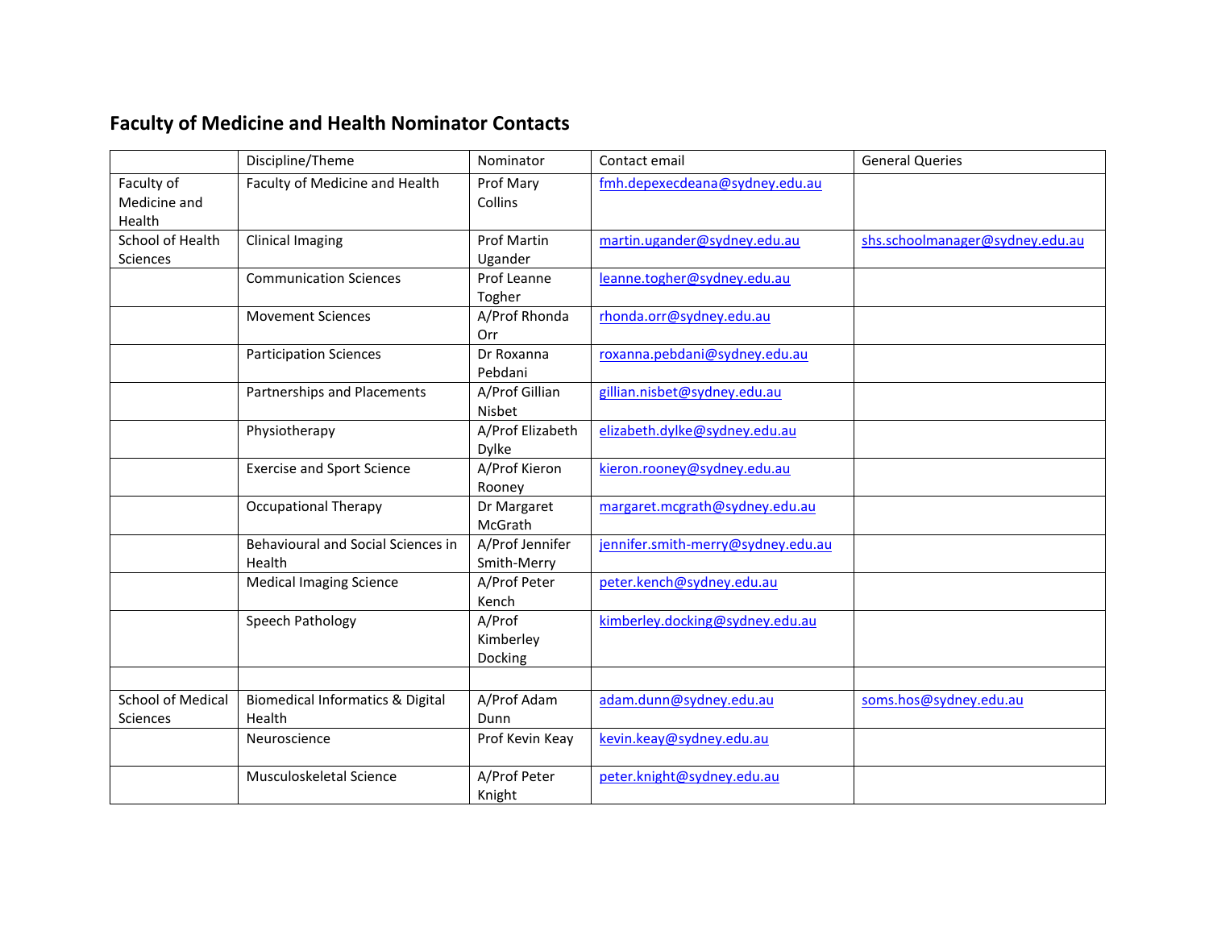## Faculty of Medicine and Health Nominator Contacts

| | Discipline/Theme | Nominator | Contact email | General Queries |
|---|---|---|---|---|
| Faculty of Medicine and Health | Faculty of Medicine and Health | Prof Mary Collins | fmh.depexecdeana@sydney.edu.au | |
| School of Health Sciences | Clinical Imaging | Prof Martin Ugander | martin.ugander@sydney.edu.au | shs.schoolmanager@sydney.edu.au |
| | Communication Sciences | Prof Leanne Togher | leanne.togher@sydney.edu.au | |
| | Movement Sciences | A/Prof Rhonda Orr | rhonda.orr@sydney.edu.au | |
| | Participation Sciences | Dr Roxanna Pebdani | roxanna.pebdani@sydney.edu.au | |
| | Partnerships and Placements | A/Prof Gillian Nisbet | gillian.nisbet@sydney.edu.au | |
| | Physiotherapy | A/Prof Elizabeth Dylke | elizabeth.dylke@sydney.edu.au | |
| | Exercise and Sport Science | A/Prof Kieron Rooney | kieron.rooney@sydney.edu.au | |
| | Occupational Therapy | Dr Margaret McGrath | margaret.mcgrath@sydney.edu.au | |
| | Behavioural and Social Sciences in Health | A/Prof Jennifer Smith-Merry | jennifer.smith-merry@sydney.edu.au | |
| | Medical Imaging Science | A/Prof Peter Kench | peter.kench@sydney.edu.au | |
| | Speech Pathology | A/Prof Kimberley Docking | kimberley.docking@sydney.edu.au | |
| | | | | |
| School of Medical Sciences | Biomedical Informatics & Digital Health | A/Prof Adam Dunn | adam.dunn@sydney.edu.au | soms.hos@sydney.edu.au |
| | Neuroscience | Prof Kevin Keay | kevin.keay@sydney.edu.au | |
| | Musculoskeletal Science | A/Prof Peter Knight | peter.knight@sydney.edu.au | |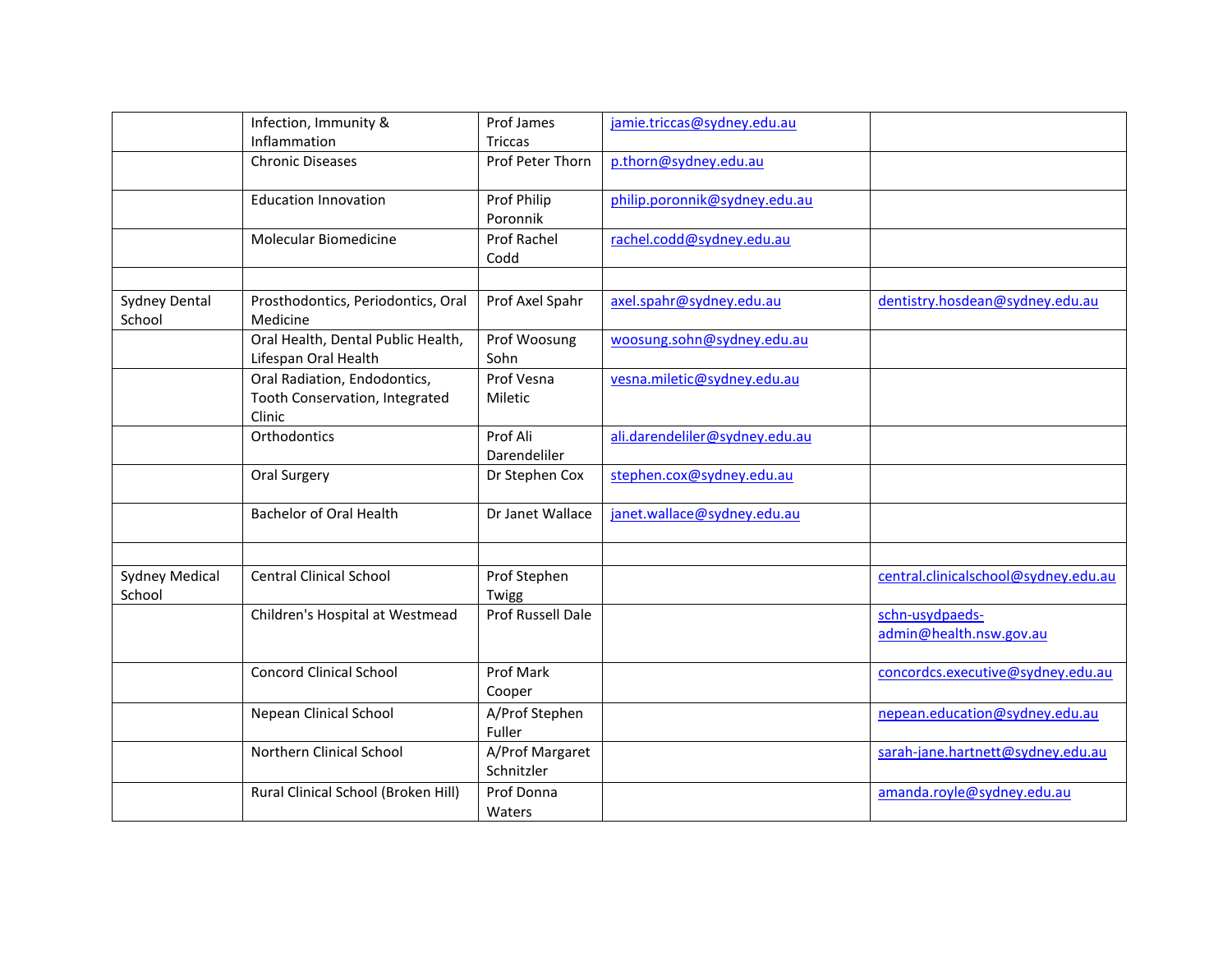| | | | | |
|---|---|---|---|---|
| | Infection, Immunity & Inflammation | Prof James Triccas | jamie.triccas@sydney.edu.au | |
| | Chronic Diseases | Prof Peter Thorn | p.thorn@sydney.edu.au | |
| | Education Innovation | Prof Philip Poronnik | philip.poronnik@sydney.edu.au | |
| | Molecular Biomedicine | Prof Rachel Codd | rachel.codd@sydney.edu.au | |
| | | | | |
| Sydney Dental School | Prosthodontics, Periodontics, Oral Medicine | Prof Axel Spahr | axel.spahr@sydney.edu.au | dentistry.hosdean@sydney.edu.au |
| | Oral Health, Dental Public Health, Lifespan Oral Health | Prof Woosung Sohn | woosung.sohn@sydney.edu.au | |
| | Oral Radiation, Endodontics, Tooth Conservation, Integrated Clinic | Prof Vesna Miletic | vesna.miletic@sydney.edu.au | |
| | Orthodontics | Prof Ali Darendeliler | ali.darendeliler@sydney.edu.au | |
| | Oral Surgery | Dr Stephen Cox | stephen.cox@sydney.edu.au | |
| | Bachelor of Oral Health | Dr Janet Wallace | janet.wallace@sydney.edu.au | |
| | | | | |
| Sydney Medical School | Central Clinical School | Prof Stephen Twigg | | central.clinicalschool@sydney.edu.au |
| | Children's Hospital at Westmead | Prof Russell Dale | | schn-usydpaeds-admin@health.nsw.gov.au |
| | Concord Clinical School | Prof Mark Cooper | | concordcs.executive@sydney.edu.au |
| | Nepean Clinical School | A/Prof Stephen Fuller | | nepean.education@sydney.edu.au |
| | Northern Clinical School | A/Prof Margaret Schnitzler | | sarah-jane.hartnett@sydney.edu.au |
| | Rural Clinical School (Broken Hill) | Prof Donna Waters | | amanda.royle@sydney.edu.au |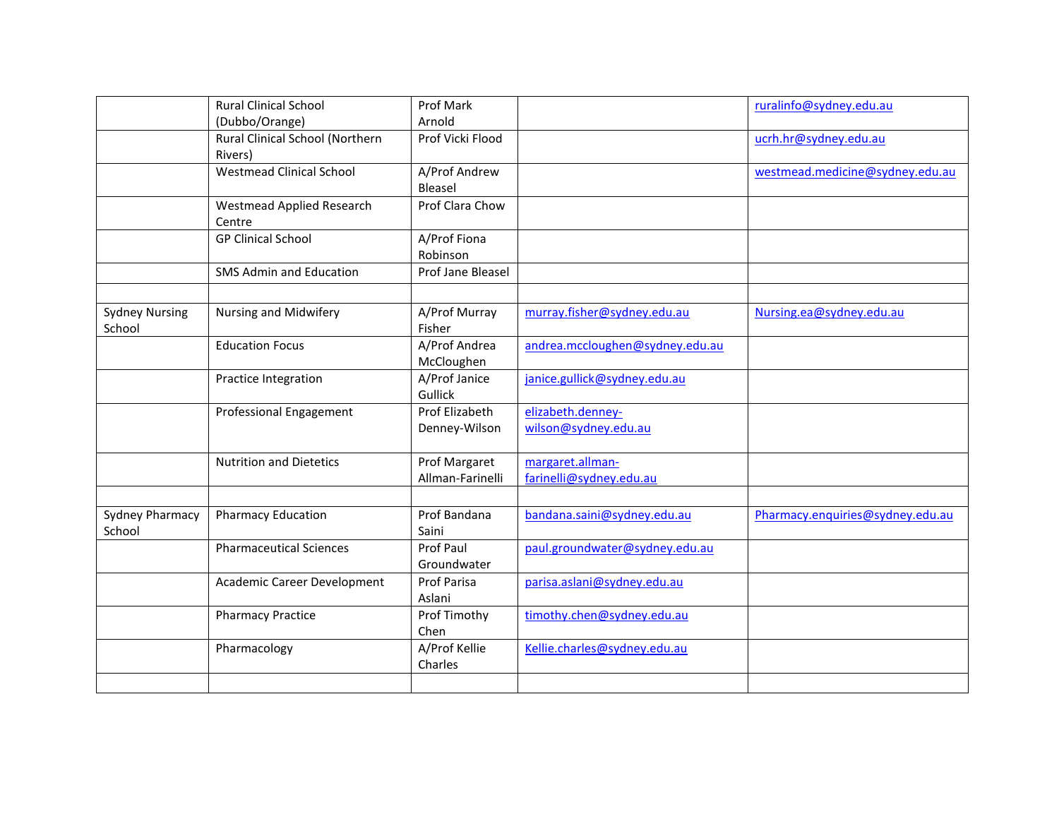| | | | | |
|---|---|---|---|---|
| | Rural Clinical School (Dubbo/Orange) | Prof Mark Arnold | | ruralinfo@sydney.edu.au |
| | Rural Clinical School (Northern Rivers) | Prof Vicki Flood | | ucrh.hr@sydney.edu.au |
| | Westmead Clinical School | A/Prof Andrew Bleasel | | westmead.medicine@sydney.edu.au |
| | Westmead Applied Research Centre | Prof Clara Chow | | |
| | GP Clinical School | A/Prof Fiona Robinson | | |
| | SMS Admin and Education | Prof Jane Bleasel | | |
| | | | | |
| Sydney Nursing School | Nursing and Midwifery | A/Prof Murray Fisher | murray.fisher@sydney.edu.au | Nursing.ea@sydney.edu.au |
| | Education Focus | A/Prof Andrea McCloughen | andrea.mccloughen@sydney.edu.au | |
| | Practice Integration | A/Prof Janice Gullick | janice.gullick@sydney.edu.au | |
| | Professional Engagement | Prof Elizabeth Denney-Wilson | elizabeth.denney-wilson@sydney.edu.au | |
| | Nutrition and Dietetics | Prof Margaret Allman-Farinelli | margaret.allman-farinelli@sydney.edu.au | |
| | | | | |
| Sydney Pharmacy School | Pharmacy Education | Prof Bandana Saini | bandana.saini@sydney.edu.au | Pharmacy.enquiries@sydney.edu.au |
| | Pharmaceutical Sciences | Prof Paul Groundwater | paul.groundwater@sydney.edu.au | |
| | Academic Career Development | Prof Parisa Aslani | parisa.aslani@sydney.edu.au | |
| | Pharmacy Practice | Prof Timothy Chen | timothy.chen@sydney.edu.au | |
| | Pharmacology | A/Prof Kellie Charles | Kellie.charles@sydney.edu.au | |
| | | | | |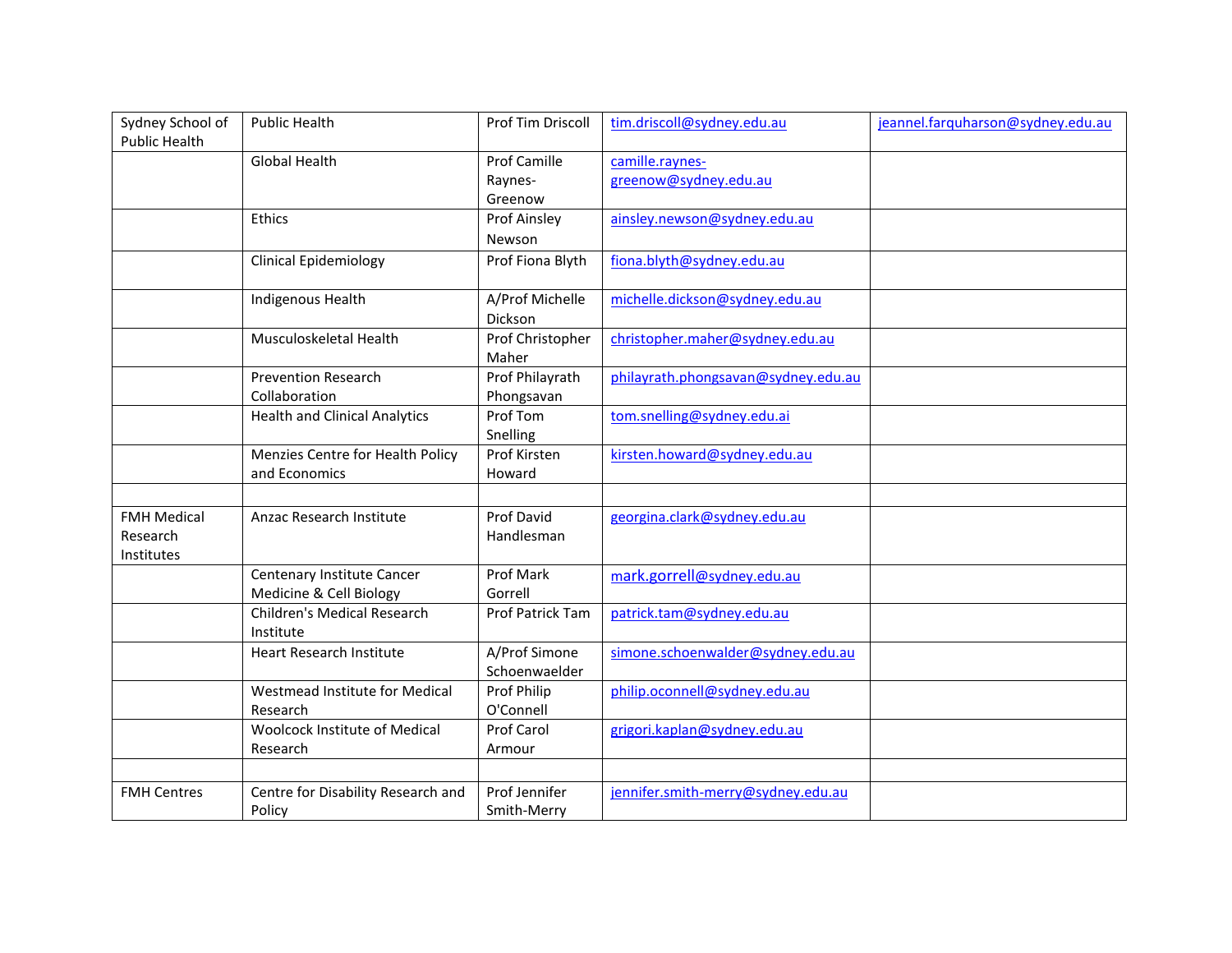| Sydney School of Public Health | Public Health | Prof Tim Driscoll | tim.driscoll@sydney.edu.au | jeannel.farquharson@sydney.edu.au |
|---|---|---|---|---|
| | Global Health | Prof Camille Raynes-Greenow | camille.raynes-greenow@sydney.edu.au | |
| | Ethics | Prof Ainsley Newson | ainsley.newson@sydney.edu.au | |
| | Clinical Epidemiology | Prof Fiona Blyth | fiona.blyth@sydney.edu.au | |
| | Indigenous Health | A/Prof Michelle Dickson | michelle.dickson@sydney.edu.au | |
| | Musculoskeletal Health | Prof Christopher Maher | christopher.maher@sydney.edu.au | |
| | Prevention Research Collaboration | Prof Philayrath Phongsavan | philayrath.phongsavan@sydney.edu.au | |
| | Health and Clinical Analytics | Prof Tom Snelling | tom.snelling@sydney.edu.ai | |
| | Menzies Centre for Health Policy and Economics | Prof Kirsten Howard | kirsten.howard@sydney.edu.au | |
| | | | | |
| FMH Medical Research Institutes | Anzac Research Institute | Prof David Handlesman | georgina.clark@sydney.edu.au | |
| | Centenary Institute Cancer Medicine & Cell Biology | Prof Mark Gorrell | mark.gorrell@sydney.edu.au | |
| | Children's Medical Research Institute | Prof Patrick Tam | patrick.tam@sydney.edu.au | |
| | Heart Research Institute | A/Prof Simone Schoenwalder | simone.schoenwalder@sydney.edu.au | |
| | Westmead Institute for Medical Research | Prof Philip O'Connell | philip.oconnell@sydney.edu.au | |
| | Woolcock Institute of Medical Research | Prof Carol Armour | grigori.kaplan@sydney.edu.au | |
| | | | | |
| FMH Centres | Centre for Disability Research and Policy | Prof Jennifer Smith-Merry | jennifer.smith-merry@sydney.edu.au | |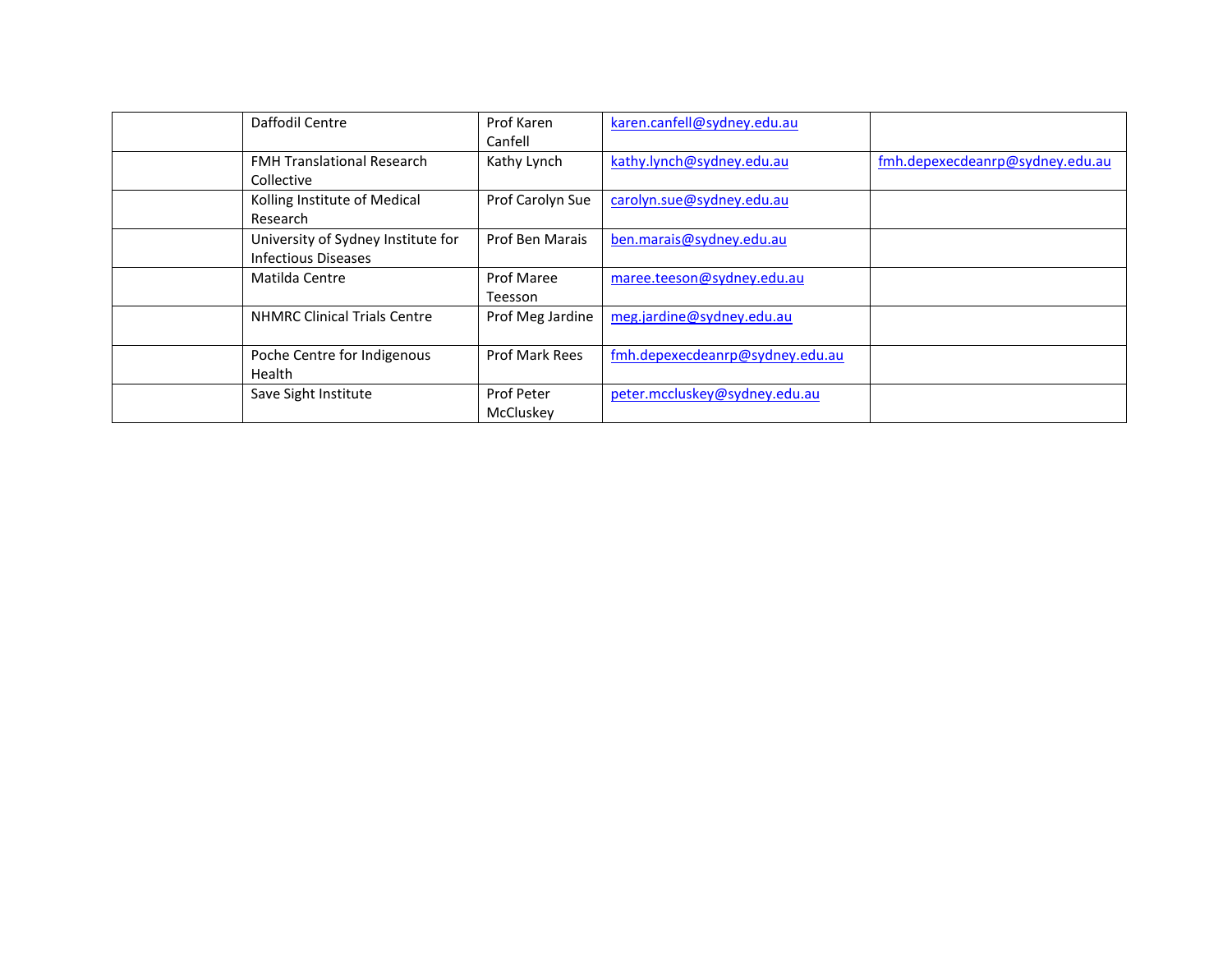| | | | | |
|---|---|---|---|---|
| | Daffodil Centre | Prof Karen Canfell | karen.canfell@sydney.edu.au | |
| | FMH Translational Research Collective | Kathy Lynch | kathy.lynch@sydney.edu.au | fmh.depexecdeanrp@sydney.edu.au |
| | Kolling Institute of Medical Research | Prof Carolyn Sue | carolyn.sue@sydney.edu.au | |
| | University of Sydney Institute for Infectious Diseases | Prof Ben Marais | ben.marais@sydney.edu.au | |
| | Matilda Centre | Prof Maree Teesson | maree.teeson@sydney.edu.au | |
| | NHMRC Clinical Trials Centre | Prof Meg Jardine | meg.jardine@sydney.edu.au | |
| | Poche Centre for Indigenous Health | Prof Mark Rees | fmh.depexecdeanrp@sydney.edu.au | |
| | Save Sight Institute | Prof Peter McCluskey | peter.mccluskey@sydney.edu.au | |